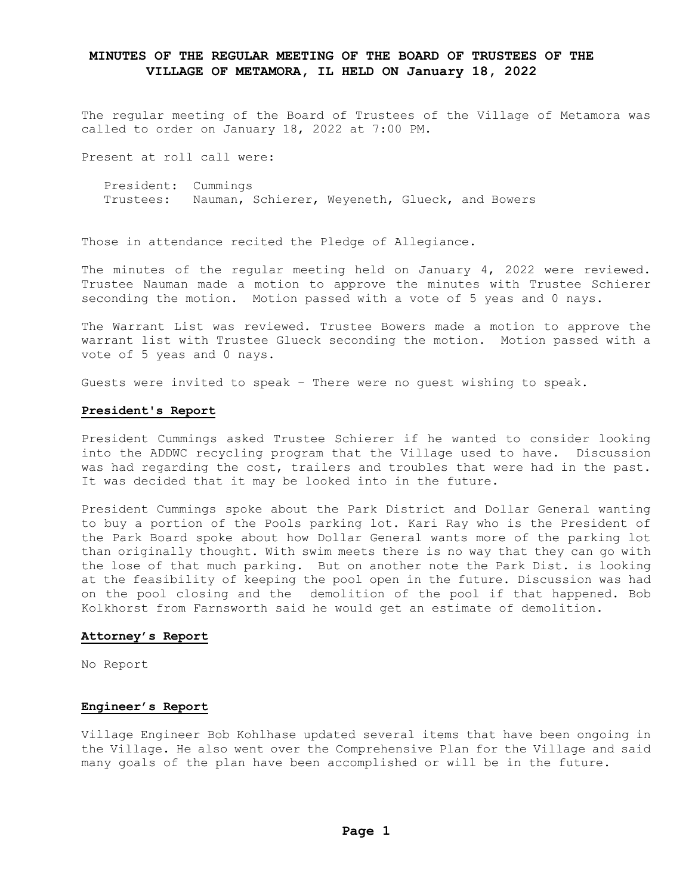# MINUTES OF THE REGULAR MEETING OF THE BOARD OF TRUSTEES OF THE VILLAGE OF METAMORA, IL HELD ON January 18, 2022

The regular meeting of the Board of Trustees of the Village of Metamora was called to order on January 18, 2022 at 7:00 PM.

Present at roll call were:

President: Cummings
Trustees: Nauman, Schierer, Weyeneth, Glueck, and Bowers

Those in attendance recited the Pledge of Allegiance.

The minutes of the regular meeting held on January 4, 2022 were reviewed. Trustee Nauman made a motion to approve the minutes with Trustee Schierer seconding the motion. Motion passed with a vote of 5 yeas and 0 nays.

The Warrant List was reviewed. Trustee Bowers made a motion to approve the warrant list with Trustee Glueck seconding the motion. Motion passed with a vote of 5 yeas and 0 nays.

Guests were invited to speak – There were no guest wishing to speak.

## President's Report

President Cummings asked Trustee Schierer if he wanted to consider looking into the ADDWC recycling program that the Village used to have. Discussion was had regarding the cost, trailers and troubles that were had in the past. It was decided that it may be looked into in the future.

President Cummings spoke about the Park District and Dollar General wanting to buy a portion of the Pools parking lot. Kari Ray who is the President of the Park Board spoke about how Dollar General wants more of the parking lot than originally thought. With swim meets there is no way that they can go with the lose of that much parking. But on another note the Park Dist. is looking at the feasibility of keeping the pool open in the future. Discussion was had on the pool closing and the demolition of the pool if that happened. Bob Kolkhorst from Farnsworth said he would get an estimate of demolition.

## Attorney's Report

No Report

## Engineer's Report

Village Engineer Bob Kohlhase updated several items that have been ongoing in the Village. He also went over the Comprehensive Plan for the Village and said many goals of the plan have been accomplished or will be in the future.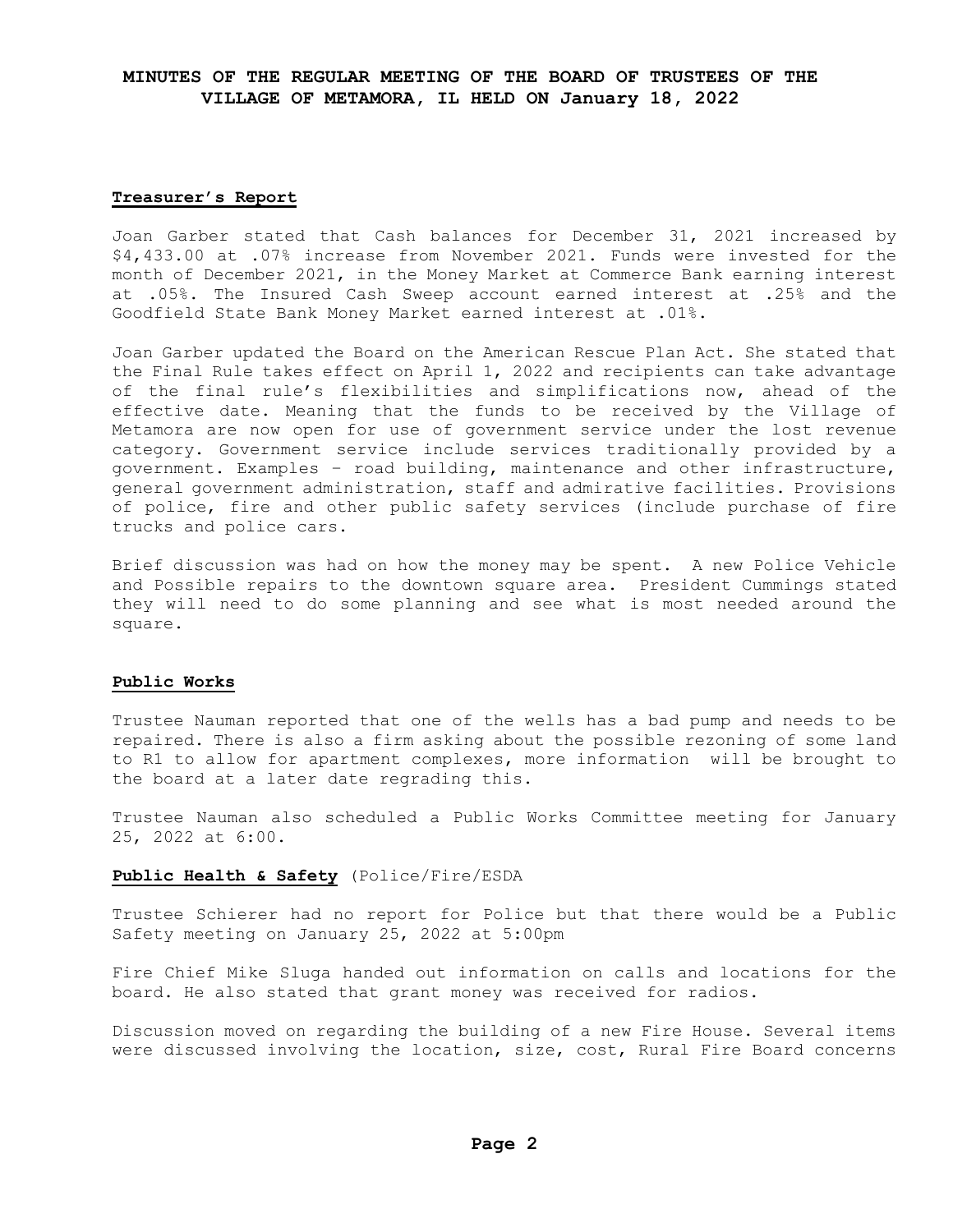**MINUTES OF THE REGULAR MEETING OF THE BOARD OF TRUSTEES OF THE VILLAGE OF METAMORA, IL HELD ON January 18, 2022**

**Treasurer's Report**

Joan Garber stated that Cash balances for December 31, 2021 increased by $4,433.00 at .07% increase from November 2021. Funds were invested for the month of December 2021, in the Money Market at Commerce Bank earning interest at .05%. The Insured Cash Sweep account earned interest at .25% and the Goodfield State Bank Money Market earned interest at .01%.

Joan Garber updated the Board on the American Rescue Plan Act. She stated that the Final Rule takes effect on April 1, 2022 and recipients can take advantage of the final rule's flexibilities and simplifications now, ahead of the effective date. Meaning that the funds to be received by the Village of Metamora are now open for use of government service under the lost revenue category. Government service include services traditionally provided by a government. Examples – road building, maintenance and other infrastructure, general government administration, staff and admirative facilities. Provisions of police, fire and other public safety services (include purchase of fire trucks and police cars.

Brief discussion was had on how the money may be spent. A new Police Vehicle and Possible repairs to the downtown square area. President Cummings stated they will need to do some planning and see what is most needed around the square.

**Public Works**

Trustee Nauman reported that one of the wells has a bad pump and needs to be repaired. There is also a firm asking about the possible rezoning of some land to R1 to allow for apartment complexes, more information will be brought to the board at a later date regrading this.

Trustee Nauman also scheduled a Public Works Committee meeting for January 25, 2022 at 6:00.

**Public Health & Safety** (Police/Fire/ESDA

Trustee Schierer had no report for Police but that there would be a Public Safety meeting on January 25, 2022 at 5:00pm

Fire Chief Mike Sluga handed out information on calls and locations for the board. He also stated that grant money was received for radios.

Discussion moved on regarding the building of a new Fire House. Several items were discussed involving the location, size, cost, Rural Fire Board concerns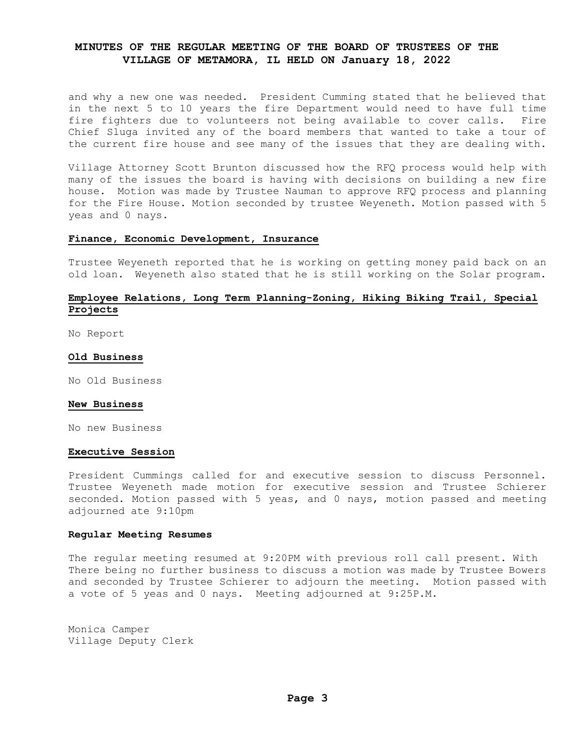and why a new one was needed. President Cumming stated that he believed that in the next 5 to 10 years the fire Department would need to have full time fire fighters due to volunteers not being available to cover calls. Fire Chief Sluga invited any of the board members that wanted to take a tour of the current fire house and see many of the issues that they are dealing with.

Village Attorney Scott Brunton discussed how the RFQ process would help with many of the issues the board is having with decisions on building a new fire house. Motion was made by Trustee Nauman to approve RFQ process and planning for the Fire House. Motion seconded by trustee Weyeneth. Motion passed with 5 yeas and 0 nays.

## Finance, Economic Development, Insurance

Trustee Weyeneth reported that he is working on getting money paid back on an old loan. Weyeneth also stated that he is still working on the Solar program.

## Employee Relations, Long Term Planning-Zoning, Hiking Biking Trail, Special Projects

No Report

## Old Business

No Old Business

## New Business

No new Business

## Executive Session

President Cummings called for and executive session to discuss Personnel. Trustee Weyeneth made motion for executive session and Trustee Schierer seconded. Motion passed with 5 yeas, and 0 nays, motion passed and meeting adjourned ate 9:10pm

## Regular Meeting Resumes

The regular meeting resumed at 9:20PM with previous roll call present. With There being no further business to discuss a motion was made by Trustee Bowers and seconded by Trustee Schierer to adjourn the meeting. Motion passed with a vote of 5 yeas and 0 nays. Meeting adjourned at 9:25P.M.

Monica Camper
Village Deputy Clerk